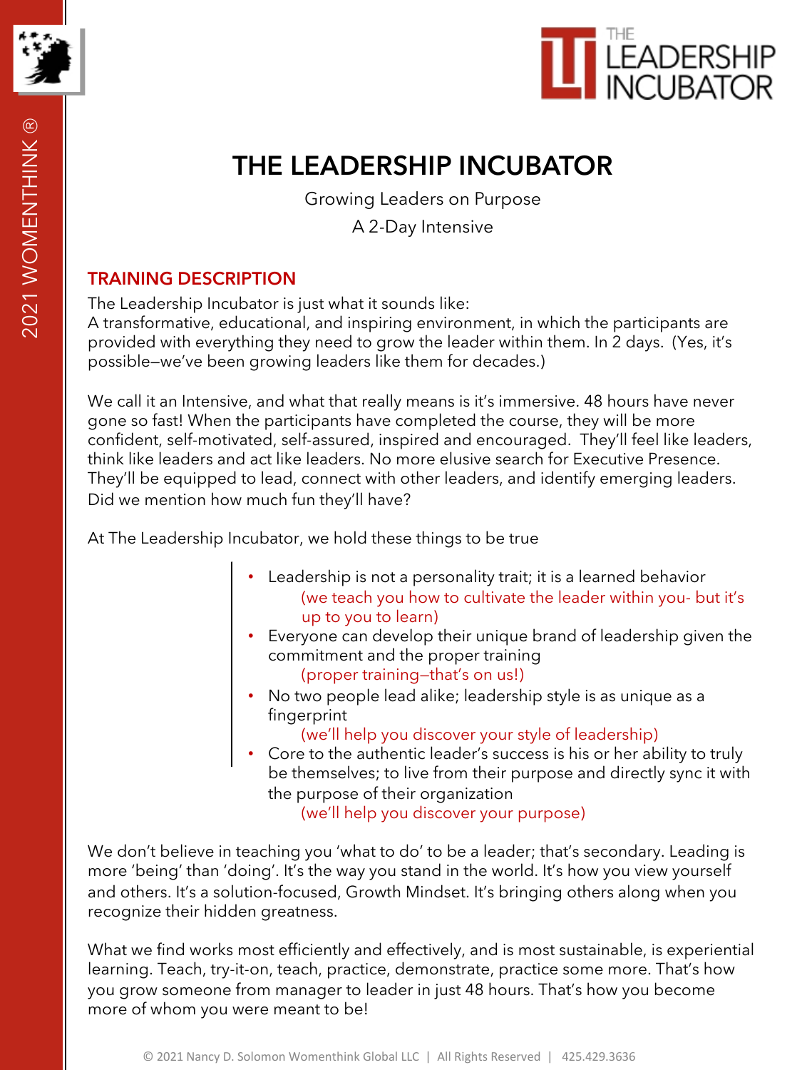# THE LEADERSHIP INCUBATOR

Growing Leaders on Purpose

A 2-Day Intensive

## TRAINING DESCRIPTION

The Leadership Incubator is just what it sounds like:
A transformative, educational, and inspiring environment, in which the participants are provided with everything they need to grow the leader within them. In 2 days. (Yes, it's possible—we've been growing leaders like them for decades.)

We call it an Intensive, and what that really means is it's immersive. 48 hours have never gone so fast! When the participants have completed the course, they will be more confident, self-motivated, self-assured, inspired and encouraged. They'll feel like leaders, think like leaders and act like leaders. No more elusive search for Executive Presence. They'll be equipped to lead, connect with other leaders, and identify emerging leaders. Did we mention how much fun they'll have?

At The Leadership Incubator, we hold these things to be true

- Leadership is not a personality trait; it is a learned behavior
  (we teach you how to cultivate the leader within you- but it's up to you to learn)
- Everyone can develop their unique brand of leadership given the commitment and the proper training
  (proper training—that's on us!)
- No two people lead alike; leadership style is as unique as a fingerprint
  (we'll help you discover your style of leadership)
- Core to the authentic leader's success is his or her ability to truly be themselves; to live from their purpose and directly sync it with the purpose of their organization
  (we'll help you discover your purpose)

We don't believe in teaching you 'what to do' to be a leader; that's secondary. Leading is more 'being' than 'doing'. It's the way you stand in the world. It's how you view yourself and others. It's a solution-focused, Growth Mindset. It's bringing others along when you recognize their hidden greatness.

What we find works most efficiently and effectively, and is most sustainable, is experiential learning. Teach, try-it-on, teach, practice, demonstrate, practice some more. That's how you grow someone from manager to leader in just 48 hours. That's how you become more of whom you were meant to be!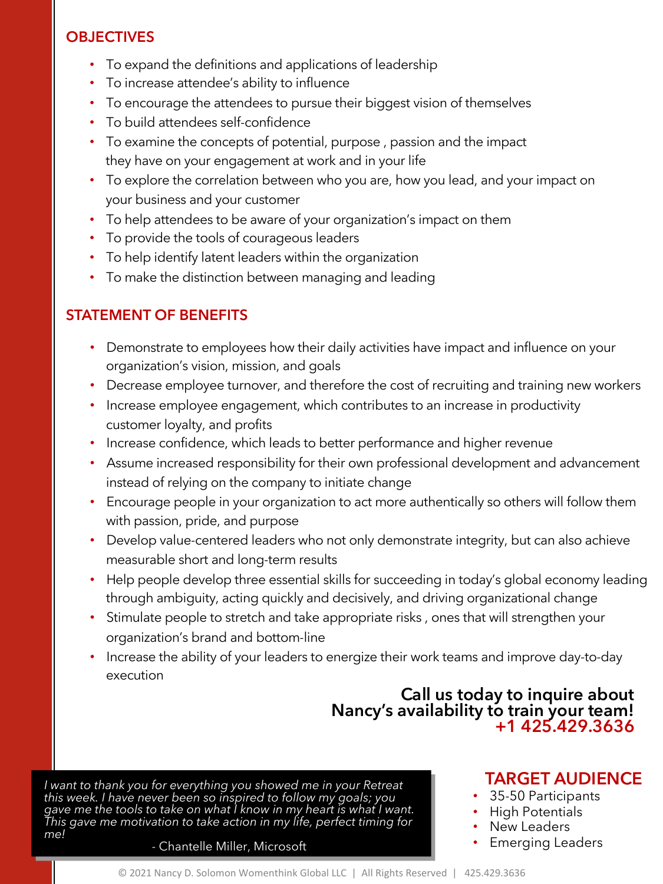## OBJECTIVES

- To expand the definitions and applications of leadership
- To increase attendee's ability to influence
- To encourage the attendees to pursue their biggest vision of themselves
- To build attendees self-confidence
- To examine the concepts of potential, purpose , passion and the impact they have on your engagement at work and in your life
- To explore the correlation between who you are, how you lead, and your impact on your business and your customer
- To help attendees to be aware of your organization's impact on them
- To provide the tools of courageous leaders
- To help identify latent leaders within the organization
- To make the distinction between managing and leading

## STATEMENT OF BENEFITS

- Demonstrate to employees how their daily activities have impact and influence on your organization's vision, mission, and goals
- Decrease employee turnover, and therefore the cost of recruiting and training new workers
- Increase employee engagement, which contributes to an increase in productivity customer loyalty, and profits
- Increase confidence, which leads to better performance and higher revenue
- Assume increased responsibility for their own professional development and advancement instead of relying on the company to initiate change
- Encourage people in your organization to act more authentically so others will follow them with passion, pride, and purpose
- Develop value-centered leaders who not only demonstrate integrity, but can also achieve measurable short and long-term results
- Help people develop three essential skills for succeeding in today's global economy leading through ambiguity, acting quickly and decisively, and driving organizational change
- Stimulate people to stretch and take appropriate risks , ones that will strengthen your organization's brand and bottom-line
- Increase the ability of your leaders to energize their work teams and improve day-to-day execution

**Call us today to inquire about Nancy's availability to train your team!**
**+1 425.429.3636**

*I want to thank you for everything you showed me in your Retreat this week. I have never been so inspired to follow my goals; you gave me the tools to take on what I know in my heart is what I want. This gave me motivation to take action in my life, perfect timing for me!*

- Chantelle Miller, Microsoft

## TARGET AUDIENCE

- 35-50 Participants
- High Potentials
- New Leaders
- Emerging Leaders

© 2021 Nancy D. Solomon Womenthink Global LLC | All Rights Reserved | 425.429.3636